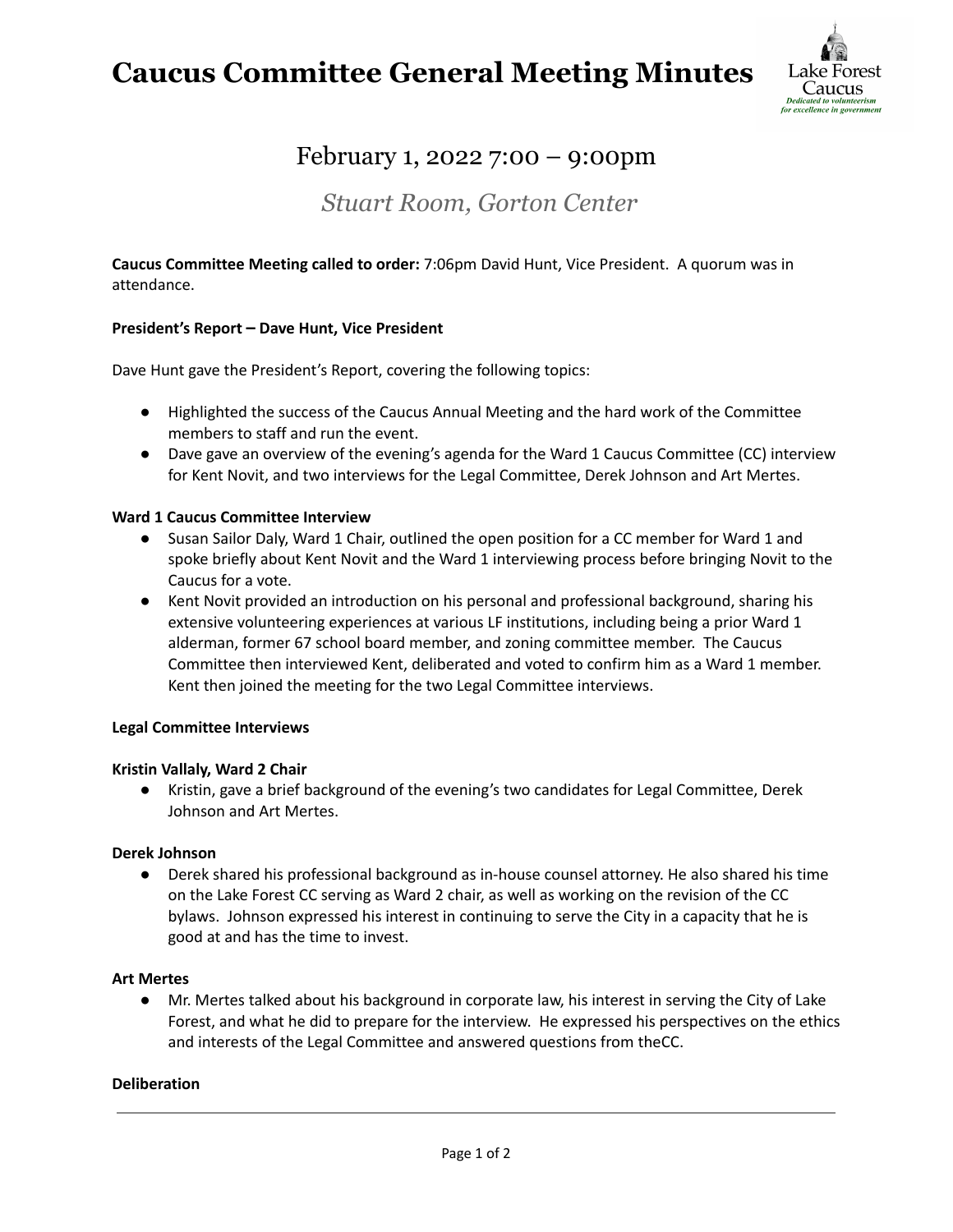# Caucus Committee General Meeting Minutes

## February 1, 2022 7:00 – 9:00pm

### *Stuart Room, Gorton Center*

**Caucus Committee Meeting called to order:** 7:06pm David Hunt, Vice President. A quorum was in attendance.

**President's Report – Dave Hunt, Vice President**

Dave Hunt gave the President's Report, covering the following topics:

- Highlighted the success of the Caucus Annual Meeting and the hard work of the Committee members to staff and run the event.
- Dave gave an overview of the evening's agenda for the Ward 1 Caucus Committee (CC) interview for Kent Novit, and two interviews for the Legal Committee, Derek Johnson and Art Mertes.

**Ward 1 Caucus Committee Interview**

- Susan Sailor Daly, Ward 1 Chair, outlined the open position for a CC member for Ward 1 and spoke briefly about Kent Novit and the Ward 1 interviewing process before bringing Novit to the Caucus for a vote.
- Kent Novit provided an introduction on his personal and professional background, sharing his extensive volunteering experiences at various LF institutions, including being a prior Ward 1 alderman, former 67 school board member, and zoning committee member. The Caucus Committee then interviewed Kent, deliberated and voted to confirm him as a Ward 1 member. Kent then joined the meeting for the two Legal Committee interviews.

**Legal Committee Interviews**

**Kristin Vallaly, Ward 2 Chair**

- Kristin, gave a brief background of the evening's two candidates for Legal Committee, Derek Johnson and Art Mertes.

**Derek Johnson**

- Derek shared his professional background as in-house counsel attorney. He also shared his time on the Lake Forest CC serving as Ward 2 chair, as well as working on the revision of the CC bylaws. Johnson expressed his interest in continuing to serve the City in a capacity that he is good at and has the time to invest.

**Art Mertes**

- Mr. Mertes talked about his background in corporate law, his interest in serving the City of Lake Forest, and what he did to prepare for the interview. He expressed his perspectives on the ethics and interests of the Legal Committee and answered questions from theCC.

**Deliberation**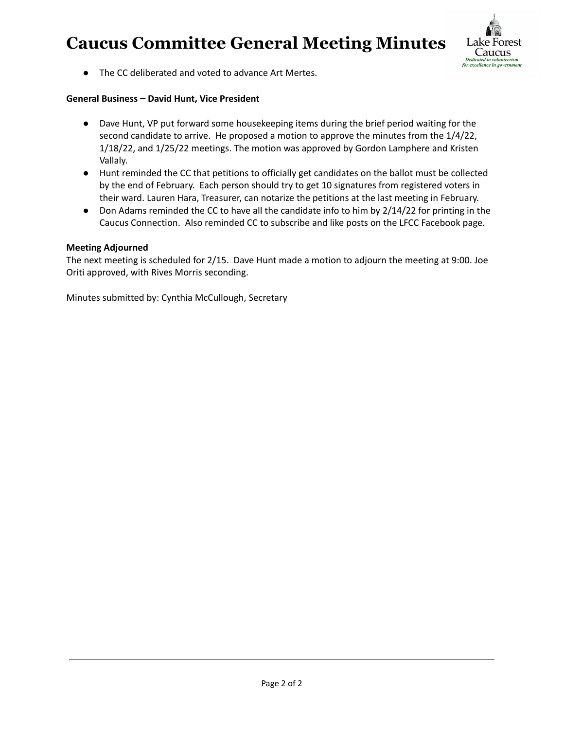- The CC deliberated and voted to advance Art Mertes.

**General Business – David Hunt, Vice President**

- Dave Hunt, VP put forward some housekeeping items during the brief period waiting for the second candidate to arrive. He proposed a motion to approve the minutes from the 1/4/22, 1/18/22, and 1/25/22 meetings. The motion was approved by Gordon Lamphere and Kristen Vallaly.
- Hunt reminded the CC that petitions to officially get candidates on the ballot must be collected by the end of February. Each person should try to get 10 signatures from registered voters in their ward. Lauren Hara, Treasurer, can notarize the petitions at the last meeting in February.
- Don Adams reminded the CC to have all the candidate info to him by 2/14/22 for printing in the Caucus Connection. Also reminded CC to subscribe and like posts on the LFCC Facebook page.

**Meeting Adjourned**

The next meeting is scheduled for 2/15. Dave Hunt made a motion to adjourn the meeting at 9:00. Joe Oriti approved, with Rives Morris seconding.

Minutes submitted by: Cynthia McCullough, Secretary